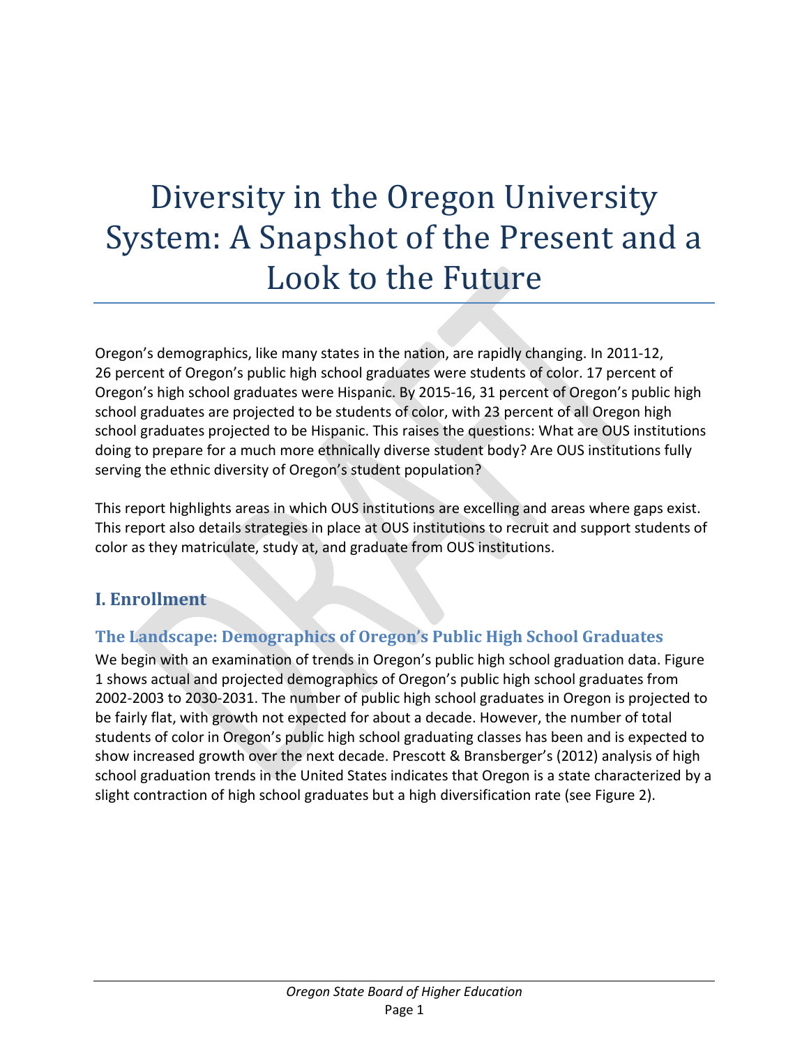# Diversity in the Oregon University System: A Snapshot of the Present and a Look to the Future

Oregon's demographics, like many states in the nation, are rapidly changing. In 2011-12, 26 percent of Oregon's public high school graduates were students of color. 17 percent of Oregon's high school graduates were Hispanic. By 2015-16, 31 percent of Oregon's public high school graduates are projected to be students of color, with 23 percent of all Oregon high school graduates projected to be Hispanic. This raises the questions: What are OUS institutions doing to prepare for a much more ethnically diverse student body? Are OUS institutions fully serving the ethnic diversity of Oregon's student population?

This report highlights areas in which OUS institutions are excelling and areas where gaps exist. This report also details strategies in place at OUS institutions to recruit and support students of color as they matriculate, study at, and graduate from OUS institutions.

## I. Enrollment

### The Landscape: Demographics of Oregon's Public High School Graduates

We begin with an examination of trends in Oregon's public high school graduation data. Figure 1 shows actual and projected demographics of Oregon's public high school graduates from 2002-2003 to 2030-2031. The number of public high school graduates in Oregon is projected to be fairly flat, with growth not expected for about a decade. However, the number of total students of color in Oregon's public high school graduating classes has been and is expected to show increased growth over the next decade. Prescott & Bransberger's (2012) analysis of high school graduation trends in the United States indicates that Oregon is a state characterized by a slight contraction of high school graduates but a high diversification rate (see Figure 2).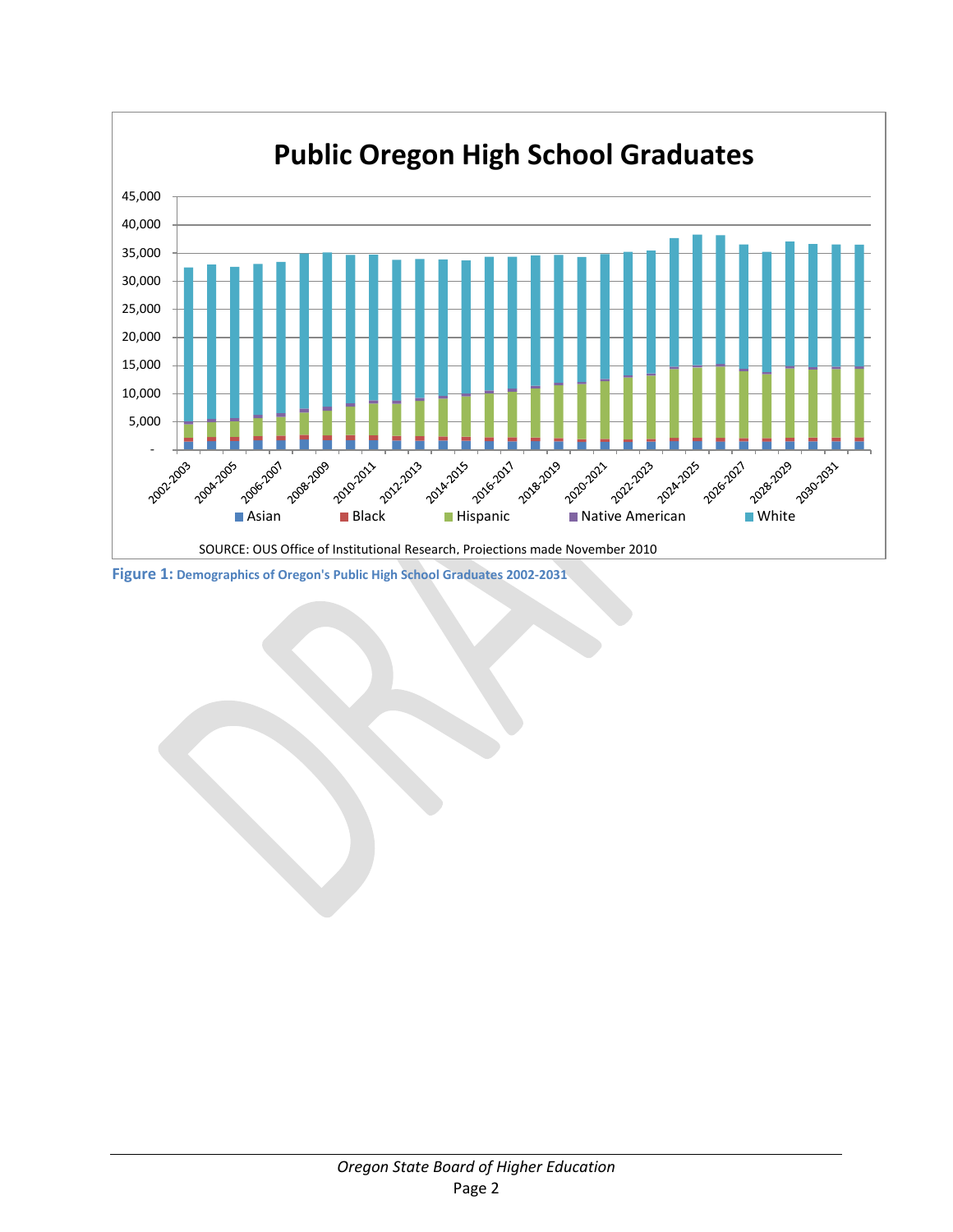# Public Oregon High School Graduates

SOURCE: OUS Office of Institutional Research, Projections made November 2010

**Figure 1: Demographics of Oregon's Public High School Graduates 2002-2031**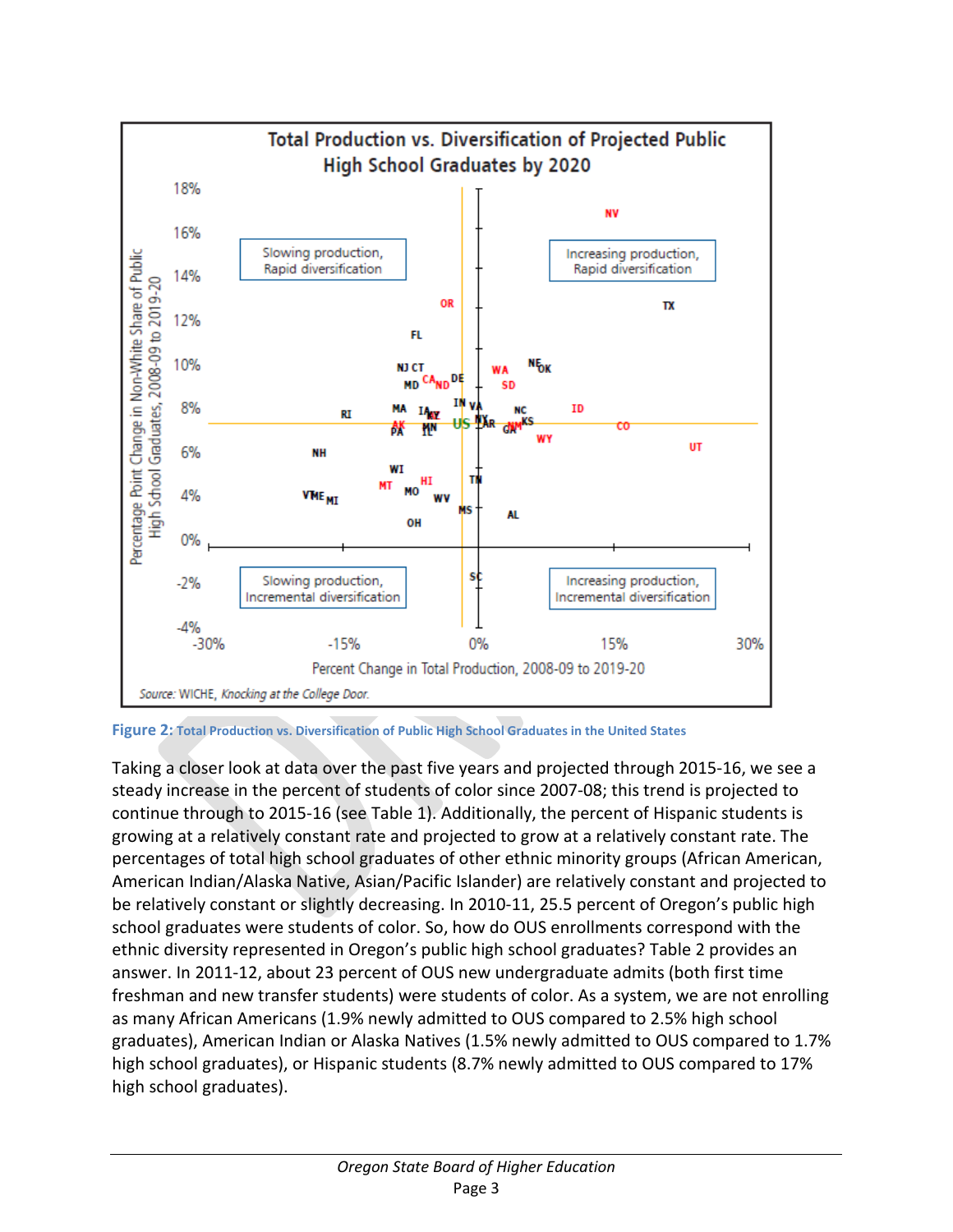Figure 2: Total Production vs. Diversification of Public High School Graduates in the United States

Taking a closer look at data over the past five years and projected through 2015-16, we see a steady increase in the percent of students of color since 2007-08; this trend is projected to continue through to 2015-16 (see Table 1). Additionally, the percent of Hispanic students is growing at a relatively constant rate and projected to grow at a relatively constant rate. The percentages of total high school graduates of other ethnic minority groups (African American, American Indian/Alaska Native, Asian/Pacific Islander) are relatively constant and projected to be relatively constant or slightly decreasing. In 2010-11, 25.5 percent of Oregon's public high school graduates were students of color. So, how do OUS enrollments correspond with the ethnic diversity represented in Oregon's public high school graduates? Table 2 provides an answer. In 2011-12, about 23 percent of OUS new undergraduate admits (both first time freshman and new transfer students) were students of color. As a system, we are not enrolling as many African Americans (1.9% newly admitted to OUS compared to 2.5% high school graduates), American Indian or Alaska Natives (1.5% newly admitted to OUS compared to 1.7% high school graduates), or Hispanic students (8.7% newly admitted to OUS compared to 17% high school graduates).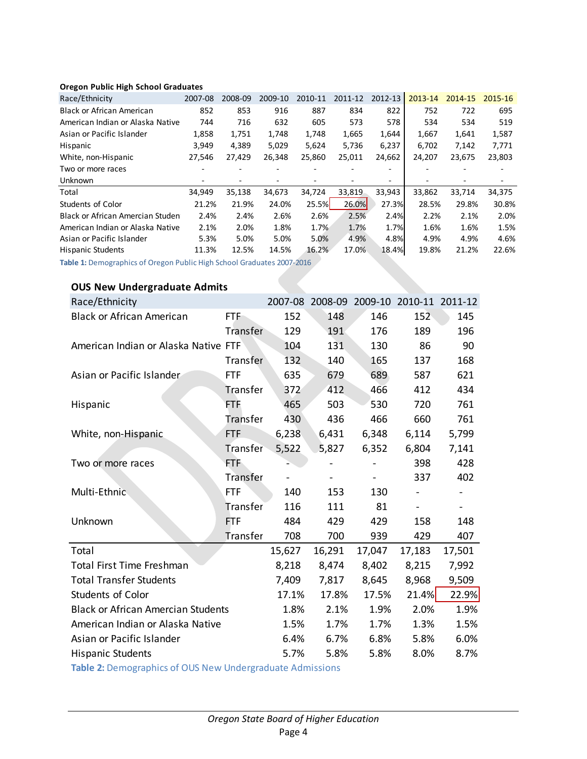**Oregon Public High School Graduates**

| Race/Ethnicity | 2007-08 | 2008-09 | 2009-10 | 2010-11 | 2011-12 | 2012-13 | 2013-14 | 2014-15 | 2015-16 |
|---|---|---|---|---|---|---|---|---|---|
| Black or African American | 852 | 853 | 916 | 887 | 834 | 822 | 752 | 722 | 695 |
| American Indian or Alaska Native | 744 | 716 | 632 | 605 | 573 | 578 | 534 | 534 | 519 |
| Asian or Pacific Islander | 1,858 | 1,751 | 1,748 | 1,748 | 1,665 | 1,644 | 1,667 | 1,641 | 1,587 |
| Hispanic | 3,949 | 4,389 | 5,029 | 5,624 | 5,736 | 6,237 | 6,702 | 7,142 | 7,771 |
| White, non-Hispanic | 27,546 | 27,429 | 26,348 | 25,860 | 25,011 | 24,662 | 24,207 | 23,675 | 23,803 |
| Two or more races | - | - | - | - | - | - | - | - | - |
| Unknown | - | - | - | - | - | - | - | - | - |
| Total | 34,949 | 35,138 | 34,673 | 34,724 | 33,819 | 33,943 | 33,862 | 33,714 | 34,375 |
| Students of Color | 21.2% | 21.9% | 24.0% | 25.5% | 26.0% | 27.3% | 28.5% | 29.8% | 30.8% |
| Black or African Amercian Studen | 2.4% | 2.4% | 2.6% | 2.6% | 2.5% | 2.4% | 2.2% | 2.1% | 2.0% |
| American Indian or Alaska Native | 2.1% | 2.0% | 1.8% | 1.7% | 1.7% | 1.7% | 1.6% | 1.6% | 1.5% |
| Asian or Pacific Islander | 5.3% | 5.0% | 5.0% | 5.0% | 4.9% | 4.8% | 4.9% | 4.9% | 4.6% |
| Hispanic Students | 11.3% | 12.5% | 14.5% | 16.2% | 17.0% | 18.4% | 19.8% | 21.2% | 22.6% |

**Table 1:** Demographics of Oregon Public High School Graduates 2007-2016

**OUS New Undergraduate Admits**

| Race/Ethnicity | | 2007-08 | 2008-09 | 2009-10 | 2010-11 | 2011-12 |
|---|---|---|---|---|---|---|
| Black or African American | FTF | 152 | 148 | 146 | 152 | 145 |
| | Transfer | 129 | 191 | 176 | 189 | 196 |
| American Indian or Alaska Native | FTF | 104 | 131 | 130 | 86 | 90 |
| | Transfer | 132 | 140 | 165 | 137 | 168 |
| Asian or Pacific Islander | FTF | 635 | 679 | 689 | 587 | 621 |
| | Transfer | 372 | 412 | 466 | 412 | 434 |
| Hispanic | FTF | 465 | 503 | 530 | 720 | 761 |
| | Transfer | 430 | 436 | 466 | 660 | 761 |
| White, non-Hispanic | FTF | 6,238 | 6,431 | 6,348 | 6,114 | 5,799 |
| | Transfer | 5,522 | 5,827 | 6,352 | 6,804 | 7,141 |
| Two or more races | FTF | - | - | - | 398 | 428 |
| | Transfer | - | - | - | 337 | 402 |
| Multi-Ethnic | FTF | 140 | 153 | 130 | - | - |
| | Transfer | 116 | 111 | 81 | - | - |
| Unknown | FTF | 484 | 429 | 429 | 158 | 148 |
| | Transfer | 708 | 700 | 939 | 429 | 407 |
| Total | | 15,627 | 16,291 | 17,047 | 17,183 | 17,501 |
| Total First Time Freshman | | 8,218 | 8,474 | 8,402 | 8,215 | 7,992 |
| Total Transfer Students | | 7,409 | 7,817 | 8,645 | 8,968 | 9,509 |
| Students of Color | | 17.1% | 17.8% | 17.5% | 21.4% | 22.9% |
| Black or African Amercian Students | | 1.8% | 2.1% | 1.9% | 2.0% | 1.9% |
| American Indian or Alaska Native | | 1.5% | 1.7% | 1.7% | 1.3% | 1.5% |
| Asian or Pacific Islander | | 6.4% | 6.7% | 6.8% | 5.8% | 6.0% |
| Hispanic Students | | 5.7% | 5.8% | 5.8% | 8.0% | 8.7% |

**Table 2:** Demographics of OUS New Undergraduate Admissions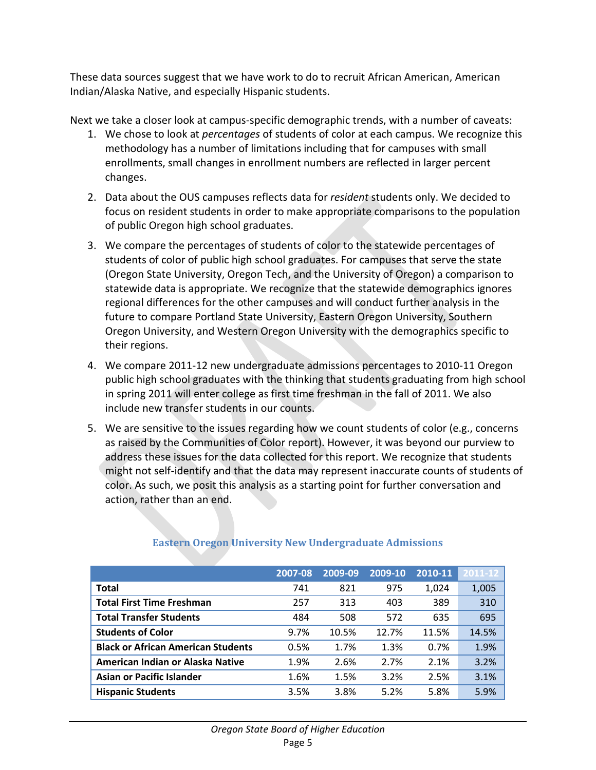These data sources suggest that we have work to do to recruit African American, American Indian/Alaska Native, and especially Hispanic students.

Next we take a closer look at campus-specific demographic trends, with a number of caveats:

1. We chose to look at *percentages* of students of color at each campus. We recognize this methodology has a number of limitations including that for campuses with small enrollments, small changes in enrollment numbers are reflected in larger percent changes.
2. Data about the OUS campuses reflects data for *resident* students only. We decided to focus on resident students in order to make appropriate comparisons to the population of public Oregon high school graduates.
3. We compare the percentages of students of color to the statewide percentages of students of color of public high school graduates. For campuses that serve the state (Oregon State University, Oregon Tech, and the University of Oregon) a comparison to statewide data is appropriate. We recognize that the statewide demographics ignores regional differences for the other campuses and will conduct further analysis in the future to compare Portland State University, Eastern Oregon University, Southern Oregon University, and Western Oregon University with the demographics specific to their regions.
4. We compare 2011-12 new undergraduate admissions percentages to 2010-11 Oregon public high school graduates with the thinking that students graduating from high school in spring 2011 will enter college as first time freshman in the fall of 2011. We also include new transfer students in our counts.
5. We are sensitive to the issues regarding how we count students of color (e.g., concerns as raised by the Communities of Color report). However, it was beyond our purview to address these issues for the data collected for this report. We recognize that students might not self-identify and that the data may represent inaccurate counts of students of color. As such, we posit this analysis as a starting point for further conversation and action, rather than an end.

### Eastern Oregon University New Undergraduate Admissions

| | 2007-08 | 2009-09 | 2009-10 | 2010-11 | 2011-12 |
|---|---|---|---|---|---|
| **Total** | 741 | 821 | 975 | 1,024 | 1,005 |
| **Total First Time Freshman** | 257 | 313 | 403 | 389 | 310 |
| **Total Transfer Students** | 484 | 508 | 572 | 635 | 695 |
| **Students of Color** | 9.7% | 10.5% | 12.7% | 11.5% | 14.5% |
| **Black or African American Students** | 0.5% | 1.7% | 1.3% | 0.7% | 1.9% |
| **American Indian or Alaska Native** | 1.9% | 2.6% | 2.7% | 2.1% | 3.2% |
| **Asian or Pacific Islander** | 1.6% | 1.5% | 3.2% | 2.5% | 3.1% |
| **Hispanic Students** | 3.5% | 3.8% | 5.2% | 5.8% | 5.9% |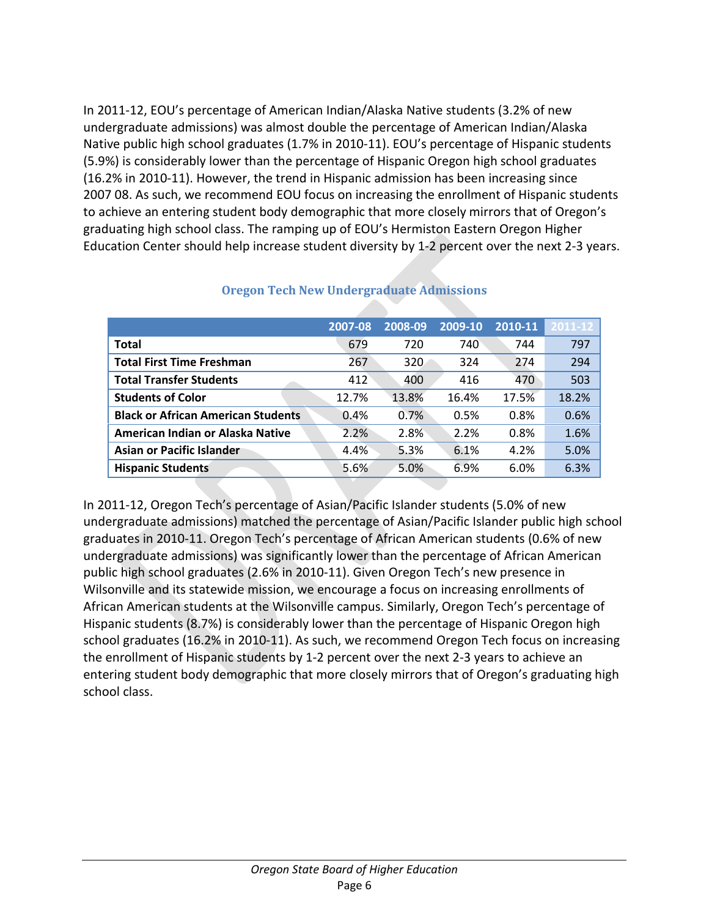In 2011-12, EOU's percentage of American Indian/Alaska Native students (3.2% of new undergraduate admissions) was almost double the percentage of American Indian/Alaska Native public high school graduates (1.7% in 2010-11). EOU's percentage of Hispanic students (5.9%) is considerably lower than the percentage of Hispanic Oregon high school graduates (16.2% in 2010-11). However, the trend in Hispanic admission has been increasing since 2007 08. As such, we recommend EOU focus on increasing the enrollment of Hispanic students to achieve an entering student body demographic that more closely mirrors that of Oregon's graduating high school class. The ramping up of EOU's Hermiston Eastern Oregon Higher Education Center should help increase student diversity by 1-2 percent over the next 2-3 years.

### Oregon Tech New Undergraduate Admissions

| | 2007-08 | 2008-09 | 2009-10 | 2010-11 | 2011-12 |
|---|---|---|---|---|---|
| **Total** | 679 | 720 | 740 | 744 | 797 |
| **Total First Time Freshman** | 267 | 320 | 324 | 274 | 294 |
| **Total Transfer Students** | 412 | 400 | 416 | 470 | 503 |
| **Students of Color** | 12.7% | 13.8% | 16.4% | 17.5% | 18.2% |
| **Black or African American Students** | 0.4% | 0.7% | 0.5% | 0.8% | 0.6% |
| **American Indian or Alaska Native** | 2.2% | 2.8% | 2.2% | 0.8% | 1.6% |
| **Asian or Pacific Islander** | 4.4% | 5.3% | 6.1% | 4.2% | 5.0% |
| **Hispanic Students** | 5.6% | 5.0% | 6.9% | 6.0% | 6.3% |

In 2011-12, Oregon Tech's percentage of Asian/Pacific Islander students (5.0% of new undergraduate admissions) matched the percentage of Asian/Pacific Islander public high school graduates in 2010-11. Oregon Tech's percentage of African American students (0.6% of new undergraduate admissions) was significantly lower than the percentage of African American public high school graduates (2.6% in 2010-11). Given Oregon Tech's new presence in Wilsonville and its statewide mission, we encourage a focus on increasing enrollments of African American students at the Wilsonville campus. Similarly, Oregon Tech's percentage of Hispanic students (8.7%) is considerably lower than the percentage of Hispanic Oregon high school graduates (16.2% in 2010-11). As such, we recommend Oregon Tech focus on increasing the enrollment of Hispanic students by 1-2 percent over the next 2-3 years to achieve an entering student body demographic that more closely mirrors that of Oregon's graduating high school class.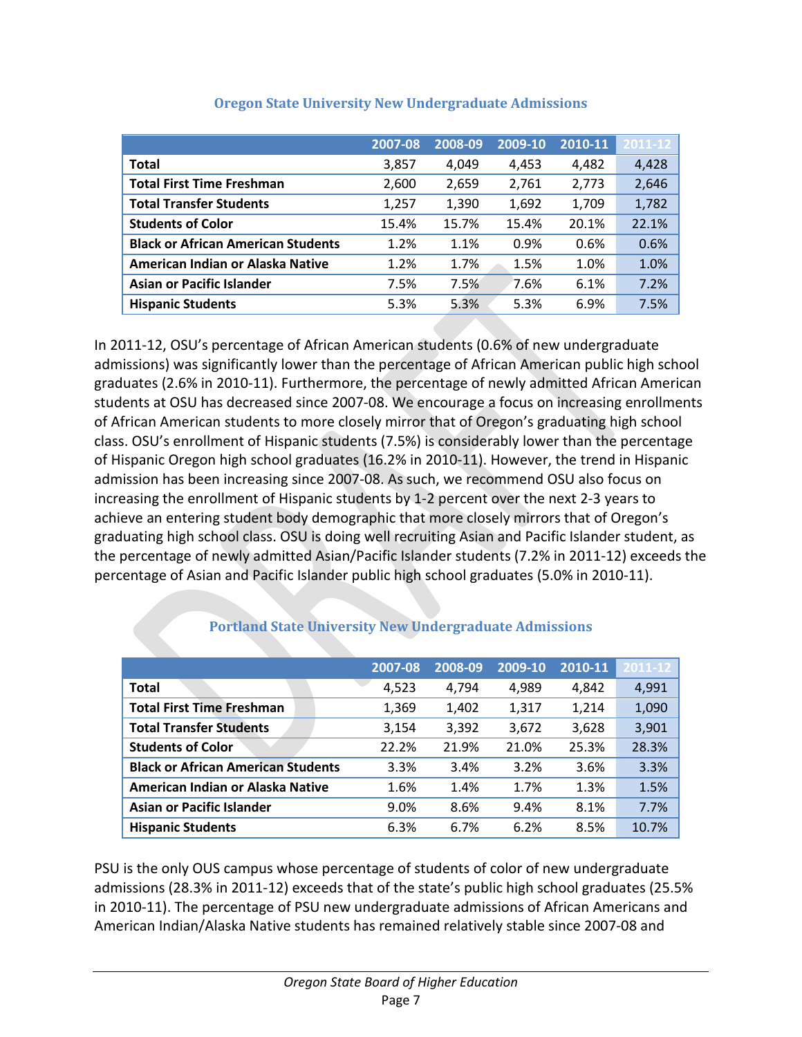### Oregon State University New Undergraduate Admissions

| | 2007-08 | 2008-09 | 2009-10 | 2010-11 | 2011-12 |
|---|---|---|---|---|---|
| **Total** | 3,857 | 4,049 | 4,453 | 4,482 | 4,428 |
| **Total First Time Freshman** | 2,600 | 2,659 | 2,761 | 2,773 | 2,646 |
| **Total Transfer Students** | 1,257 | 1,390 | 1,692 | 1,709 | 1,782 |
| **Students of Color** | 15.4% | 15.7% | 15.4% | 20.1% | 22.1% |
| **Black or African American Students** | 1.2% | 1.1% | 0.9% | 0.6% | 0.6% |
| **American Indian or Alaska Native** | 1.2% | 1.7% | 1.5% | 1.0% | 1.0% |
| **Asian or Pacific Islander** | 7.5% | 7.5% | 7.6% | 6.1% | 7.2% |
| **Hispanic Students** | 5.3% | 5.3% | 5.3% | 6.9% | 7.5% |

In 2011-12, OSU's percentage of African American students (0.6% of new undergraduate admissions) was significantly lower than the percentage of African American public high school graduates (2.6% in 2010-11). Furthermore, the percentage of newly admitted African American students at OSU has decreased since 2007-08. We encourage a focus on increasing enrollments of African American students to more closely mirror that of Oregon's graduating high school class. OSU's enrollment of Hispanic students (7.5%) is considerably lower than the percentage of Hispanic Oregon high school graduates (16.2% in 2010-11). However, the trend in Hispanic admission has been increasing since 2007-08. As such, we recommend OSU also focus on increasing the enrollment of Hispanic students by 1-2 percent over the next 2-3 years to achieve an entering student body demographic that more closely mirrors that of Oregon's graduating high school class. OSU is doing well recruiting Asian and Pacific Islander student, as the percentage of newly admitted Asian/Pacific Islander students (7.2% in 2011-12) exceeds the percentage of Asian and Pacific Islander public high school graduates (5.0% in 2010-11).

### Portland State University New Undergraduate Admissions

| | 2007-08 | 2008-09 | 2009-10 | 2010-11 | 2011-12 |
|---|---|---|---|---|---|
| **Total** | 4,523 | 4,794 | 4,989 | 4,842 | 4,991 |
| **Total First Time Freshman** | 1,369 | 1,402 | 1,317 | 1,214 | 1,090 |
| **Total Transfer Students** | 3,154 | 3,392 | 3,672 | 3,628 | 3,901 |
| **Students of Color** | 22.2% | 21.9% | 21.0% | 25.3% | 28.3% |
| **Black or African American Students** | 3.3% | 3.4% | 3.2% | 3.6% | 3.3% |
| **American Indian or Alaska Native** | 1.6% | 1.4% | 1.7% | 1.3% | 1.5% |
| **Asian or Pacific Islander** | 9.0% | 8.6% | 9.4% | 8.1% | 7.7% |
| **Hispanic Students** | 6.3% | 6.7% | 6.2% | 8.5% | 10.7% |

PSU is the only OUS campus whose percentage of students of color of new undergraduate admissions (28.3% in 2011-12) exceeds that of the state's public high school graduates (25.5% in 2010-11). The percentage of PSU new undergraduate admissions of African Americans and American Indian/Alaska Native students has remained relatively stable since 2007-08 and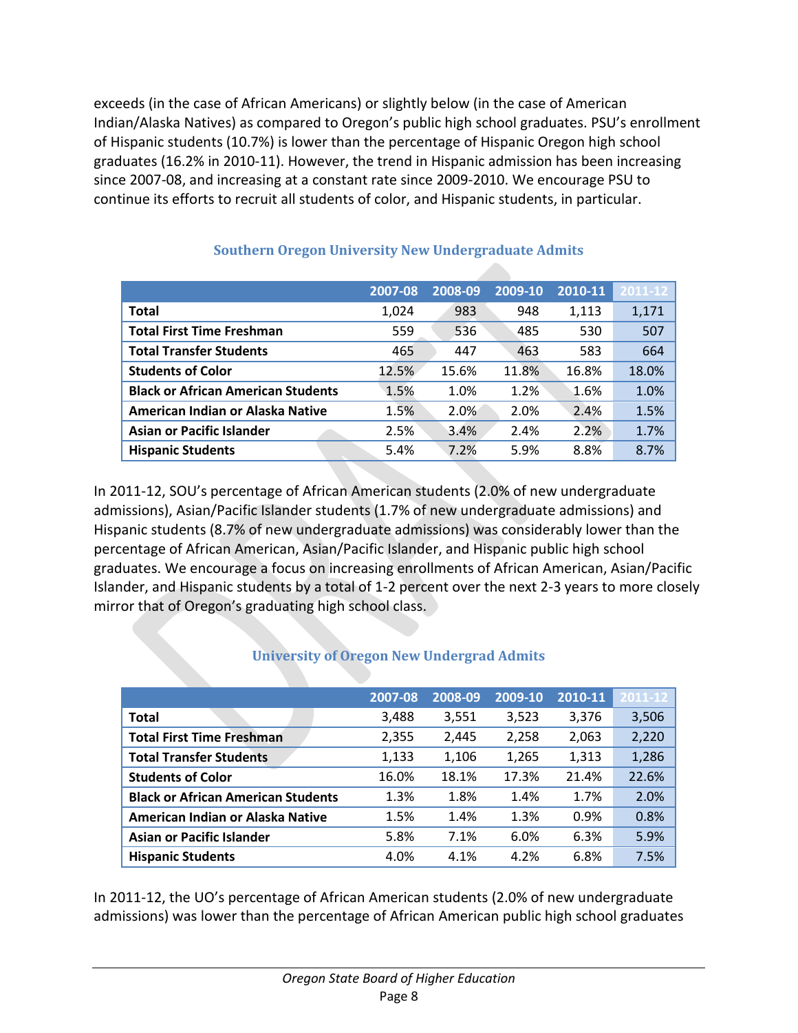exceeds (in the case of African Americans) or slightly below (in the case of American Indian/Alaska Natives) as compared to Oregon's public high school graduates. PSU's enrollment of Hispanic students (10.7%) is lower than the percentage of Hispanic Oregon high school graduates (16.2% in 2010-11). However, the trend in Hispanic admission has been increasing since 2007-08, and increasing at a constant rate since 2009-2010. We encourage PSU to continue its efforts to recruit all students of color, and Hispanic students, in particular.

### Southern Oregon University New Undergraduate Admits

| | 2007-08 | 2008-09 | 2009-10 | 2010-11 | 2011-12 |
|---|---|---|---|---|---|
| **Total** | 1,024 | 983 | 948 | 1,113 | 1,171 |
| **Total First Time Freshman** | 559 | 536 | 485 | 530 | 507 |
| **Total Transfer Students** | 465 | 447 | 463 | 583 | 664 |
| **Students of Color** | 12.5% | 15.6% | 11.8% | 16.8% | 18.0% |
| **Black or African American Students** | 1.5% | 1.0% | 1.2% | 1.6% | 1.0% |
| **American Indian or Alaska Native** | 1.5% | 2.0% | 2.0% | 2.4% | 1.5% |
| **Asian or Pacific Islander** | 2.5% | 3.4% | 2.4% | 2.2% | 1.7% |
| **Hispanic Students** | 5.4% | 7.2% | 5.9% | 8.8% | 8.7% |

In 2011-12, SOU's percentage of African American students (2.0% of new undergraduate admissions), Asian/Pacific Islander students (1.7% of new undergraduate admissions) and Hispanic students (8.7% of new undergraduate admissions) was considerably lower than the percentage of African American, Asian/Pacific Islander, and Hispanic public high school graduates. We encourage a focus on increasing enrollments of African American, Asian/Pacific Islander, and Hispanic students by a total of 1-2 percent over the next 2-3 years to more closely mirror that of Oregon's graduating high school class.

### University of Oregon New Undergrad Admits

| | 2007-08 | 2008-09 | 2009-10 | 2010-11 | 2011-12 |
|---|---|---|---|---|---|
| **Total** | 3,488 | 3,551 | 3,523 | 3,376 | 3,506 |
| **Total First Time Freshman** | 2,355 | 2,445 | 2,258 | 2,063 | 2,220 |
| **Total Transfer Students** | 1,133 | 1,106 | 1,265 | 1,313 | 1,286 |
| **Students of Color** | 16.0% | 18.1% | 17.3% | 21.4% | 22.6% |
| **Black or African American Students** | 1.3% | 1.8% | 1.4% | 1.7% | 2.0% |
| **American Indian or Alaska Native** | 1.5% | 1.4% | 1.3% | 0.9% | 0.8% |
| **Asian or Pacific Islander** | 5.8% | 7.1% | 6.0% | 6.3% | 5.9% |
| **Hispanic Students** | 4.0% | 4.1% | 4.2% | 6.8% | 7.5% |

In 2011-12, the UO's percentage of African American students (2.0% of new undergraduate admissions) was lower than the percentage of African American public high school graduates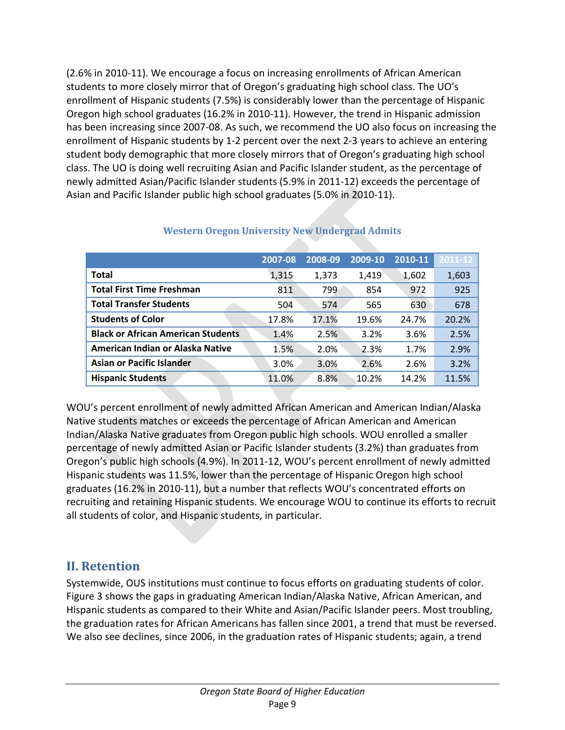(2.6% in 2010-11). We encourage a focus on increasing enrollments of African American students to more closely mirror that of Oregon's graduating high school class. The UO's enrollment of Hispanic students (7.5%) is considerably lower than the percentage of Hispanic Oregon high school graduates (16.2% in 2010-11). However, the trend in Hispanic admission has been increasing since 2007-08. As such, we recommend the UO also focus on increasing the enrollment of Hispanic students by 1-2 percent over the next 2-3 years to achieve an entering student body demographic that more closely mirrors that of Oregon's graduating high school class. The UO is doing well recruiting Asian and Pacific Islander student, as the percentage of newly admitted Asian/Pacific Islander students (5.9% in 2011-12) exceeds the percentage of Asian and Pacific Islander public high school graduates (5.0% in 2010-11).

**Western Oregon University New Undergrad Admits**

| | 2007-08 | 2008-09 | 2009-10 | 2010-11 | 2011-12 |
|---|---|---|---|---|---|
| **Total** | 1,315 | 1,373 | 1,419 | 1,602 | 1,603 |
| **Total First Time Freshman** | 811 | 799 | 854 | 972 | 925 |
| **Total Transfer Students** | 504 | 574 | 565 | 630 | 678 |
| **Students of Color** | 17.8% | 17.1% | 19.6% | 24.7% | 20.2% |
| **Black or African American Students** | 1.4% | 2.5% | 3.2% | 3.6% | 2.5% |
| **American Indian or Alaska Native** | 1.5% | 2.0% | 2.3% | 1.7% | 2.9% |
| **Asian or Pacific Islander** | 3.0% | 3.0% | 2.6% | 2.6% | 3.2% |
| **Hispanic Students** | 11.0% | 8.8% | 10.2% | 14.2% | 11.5% |

WOU's percent enrollment of newly admitted African American and American Indian/Alaska Native students matches or exceeds the percentage of African American and American Indian/Alaska Native graduates from Oregon public high schools. WOU enrolled a smaller percentage of newly admitted Asian or Pacific Islander students (3.2%) than graduates from Oregon's public high schools (4.9%). In 2011-12, WOU's percent enrollment of newly admitted Hispanic students was 11.5%, lower than the percentage of Hispanic Oregon high school graduates (16.2% in 2010-11), but a number that reflects WOU's concentrated efforts on recruiting and retaining Hispanic students. We encourage WOU to continue its efforts to recruit all students of color, and Hispanic students, in particular.

## II. Retention

Systemwide, OUS institutions must continue to focus efforts on graduating students of color. Figure 3 shows the gaps in graduating American Indian/Alaska Native, African American, and Hispanic students as compared to their White and Asian/Pacific Islander peers. Most troubling, the graduation rates for African Americans has fallen since 2001, a trend that must be reversed. We also see declines, since 2006, in the graduation rates of Hispanic students; again, a trend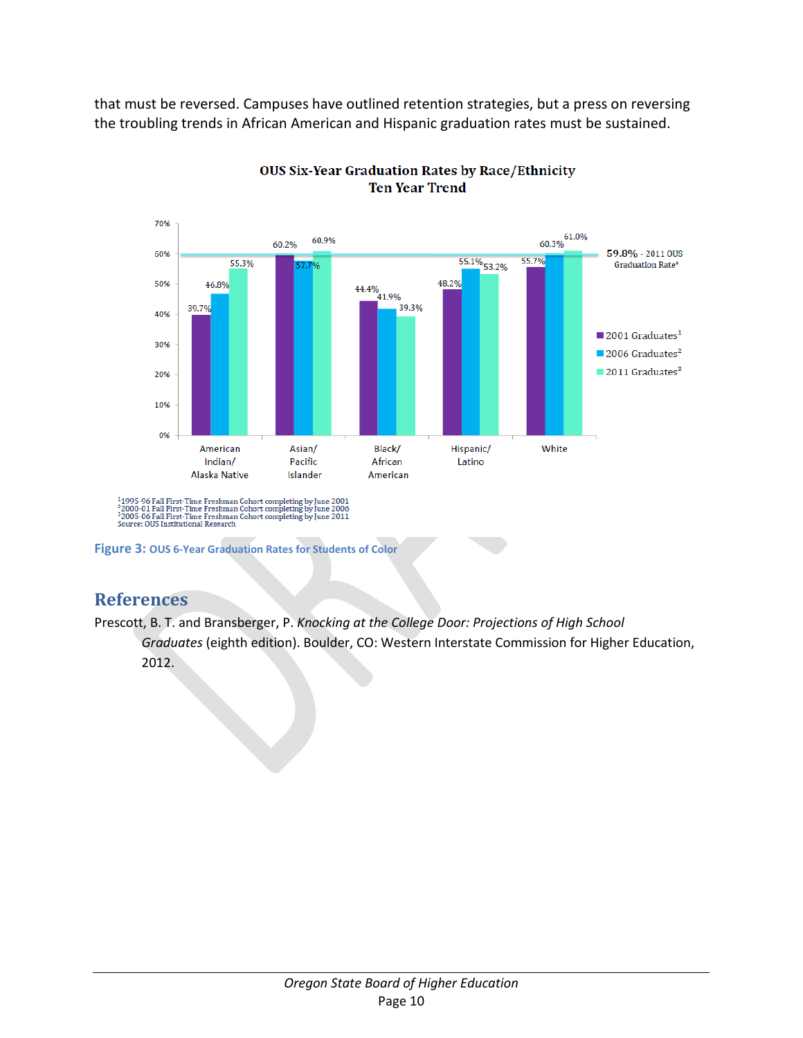that must be reversed. Campuses have outlined retention strategies, but a press on reversing the troubling trends in African American and Hispanic graduation rates must be sustained.

OUS Six-Year Graduation Rates by Race/Ethnicity
Ten Year Trend

70%
60%
50%
40%
30%
20%
10%
0%

American Indian/ Alaska Native: 39.7%, 46.8%, 55.3%
Asian/ Pacific Islander: 60.2%, 57.7%, 60.9%
Black/ African American: 44.4%, 41.9%, 39.3%
Hispanic/ Latino: 48.2%, 55.1%, 53.2%
White: 55.7%, 60.3%, 61.0%

59.8% - 2011 OUS Graduation Rate[3]

2001 Graduates[1]
2006 Graduates[2]
2011 Graduates[3]

[1]1995-96 Fall First-Time Freshman Cohort completing by June 2001
[2]2000-01 Fall First-Time Freshman Cohort completing by June 2006
[3]2005-06 Fall First-Time Freshman Cohort completing by June 2011
Source: OUS Institutional Research

**Figure 3:** OUS 6-Year Graduation Rates for Students of Color

## References

Prescott, B. T. and Bransberger, P. *Knocking at the College Door: Projections of High School Graduates* (eighth edition). Boulder, CO: Western Interstate Commission for Higher Education, 2012.